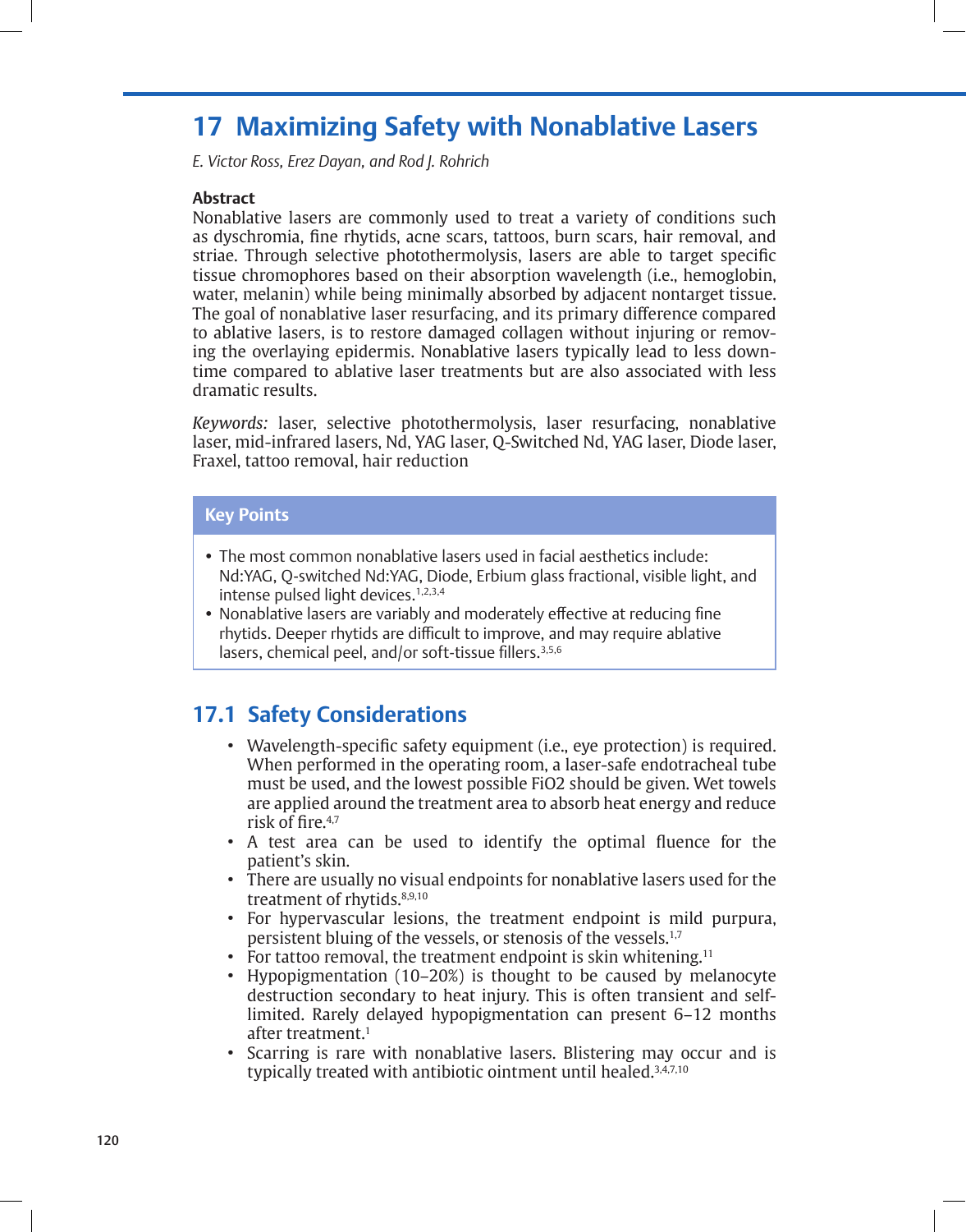# 17 Maximizing Safety with Nonablative Lasers

*E. Victor Ross, Erez Dayan, and Rod J. Rohrich*

**Abstract**

Nonablative lasers are commonly used to treat a variety of conditions such as dyschromia, fine rhytids, acne scars, tattoos, burn scars, hair removal, and striae. Through selective photothermolysis, lasers are able to target specific tissue chromophores based on their absorption wavelength (i.e., hemoglobin, water, melanin) while being minimally absorbed by adjacent nontarget tissue. The goal of nonablative laser resurfacing, and its primary difference compared to ablative lasers, is to restore damaged collagen without injuring or removing the overlaying epidermis. Nonablative lasers typically lead to less downtime compared to ablative laser treatments but are also associated with less dramatic results.

*Keywords:* laser, selective photothermolysis, laser resurfacing, nonablative laser, mid-infrared lasers, Nd, YAG laser, Q-Switched Nd, YAG laser, Diode laser, Fraxel, tattoo removal, hair reduction

**Key Points**

- The most common nonablative lasers used in facial aesthetics include: Nd:YAG, Q-switched Nd:YAG, Diode, Erbium glass fractional, visible light, and intense pulsed light devices.[1,2,3,4]
- Nonablative lasers are variably and moderately effective at reducing fine rhytids. Deeper rhytids are difficult to improve, and may require ablative lasers, chemical peel, and/or soft-tissue fillers.[3,5,6]

## 17.1 Safety Considerations

- Wavelength-specific safety equipment (i.e., eye protection) is required. When performed in the operating room, a laser-safe endotracheal tube must be used, and the lowest possible FiO2 should be given. Wet towels are applied around the treatment area to absorb heat energy and reduce risk of fire.[4,7]
- A test area can be used to identify the optimal fluence for the patient's skin.
- There are usually no visual endpoints for nonablative lasers used for the treatment of rhytids.[8,9,10]
- For hypervascular lesions, the treatment endpoint is mild purpura, persistent bluing of the vessels, or stenosis of the vessels.[1,7]
- For tattoo removal, the treatment endpoint is skin whitening.[11]
- Hypopigmentation (10–20%) is thought to be caused by melanocyte destruction secondary to heat injury. This is often transient and self-limited. Rarely delayed hypopigmentation can present 6–12 months after treatment.[1]
- Scarring is rare with nonablative lasers. Blistering may occur and is typically treated with antibiotic ointment until healed.[3,4,7,10]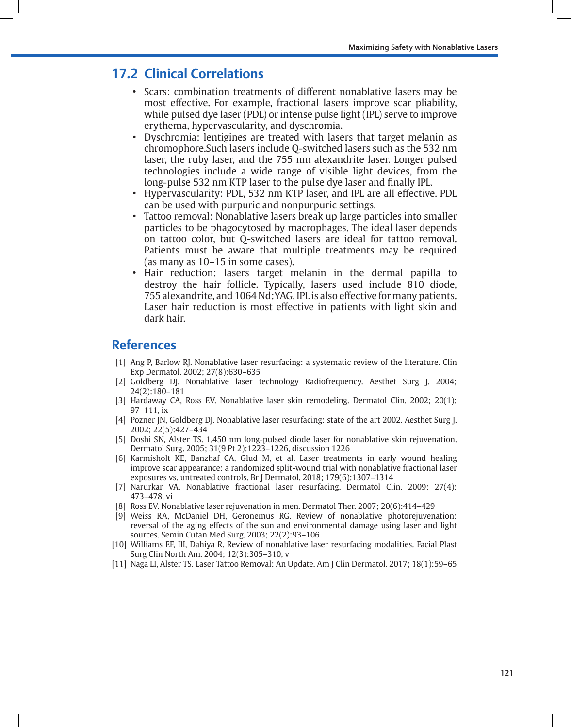## 17.2 Clinical Correlations

- Scars: combination treatments of different nonablative lasers may be most effective. For example, fractional lasers improve scar pliability, while pulsed dye laser (PDL) or intense pulse light (IPL) serve to improve erythema, hypervascularity, and dyschromia.
- Dyschromia: lentigines are treated with lasers that target melanin as chromophore.Such lasers include Q-switched lasers such as the 532 nm laser, the ruby laser, and the 755 nm alexandrite laser. Longer pulsed technologies include a wide range of visible light devices, from the long-pulse 532 nm KTP laser to the pulse dye laser and finally IPL.
- Hypervascularity: PDL, 532 nm KTP laser, and IPL are all effective. PDL can be used with purpuric and nonpurpuric settings.
- Tattoo removal: Nonablative lasers break up large particles into smaller particles to be phagocytosed by macrophages. The ideal laser depends on tattoo color, but Q-switched lasers are ideal for tattoo removal. Patients must be aware that multiple treatments may be required (as many as 10–15 in some cases).
- Hair reduction: lasers target melanin in the dermal papilla to destroy the hair follicle. Typically, lasers used include 810 diode, 755 alexandrite, and 1064 Nd:YAG. IPL is also effective for many patients. Laser hair reduction is most effective in patients with light skin and dark hair.

## References

[1] Ang P, Barlow RJ. Nonablative laser resurfacing: a systematic review of the literature. Clin Exp Dermatol. 2002; 27(8):630–635

[2] Goldberg DJ. Nonablative laser technology Radiofrequency. Aesthet Surg J. 2004; 24(2):180–181

[3] Hardaway CA, Ross EV. Nonablative laser skin remodeling. Dermatol Clin. 2002; 20(1): 97–111, ix

[4] Pozner JN, Goldberg DJ. Nonablative laser resurfacing: state of the art 2002. Aesthet Surg J. 2002; 22(5):427–434

[5] Doshi SN, Alster TS. 1,450 nm long-pulsed diode laser for nonablative skin rejuvenation. Dermatol Surg. 2005; 31(9 Pt 2):1223–1226, discussion 1226

[6] Karmisholt KE, Banzhaf CA, Glud M, et al. Laser treatments in early wound healing improve scar appearance: a randomized split-wound trial with nonablative fractional laser exposures vs. untreated controls. Br J Dermatol. 2018; 179(6):1307–1314

[7] Narurkar VA. Nonablative fractional laser resurfacing. Dermatol Clin. 2009; 27(4): 473–478, vi

[8] Ross EV. Nonablative laser rejuvenation in men. Dermatol Ther. 2007; 20(6):414–429

[9] Weiss RA, McDaniel DH, Geronemus RG. Review of nonablative photorejuvenation: reversal of the aging effects of the sun and environmental damage using laser and light sources. Semin Cutan Med Surg. 2003; 22(2):93–106

[10] Williams EF, III, Dahiya R. Review of nonablative laser resurfacing modalities. Facial Plast Surg Clin North Am. 2004; 12(3):305–310, v

[11] Naga LI, Alster TS. Laser Tattoo Removal: An Update. Am J Clin Dermatol. 2017; 18(1):59–65